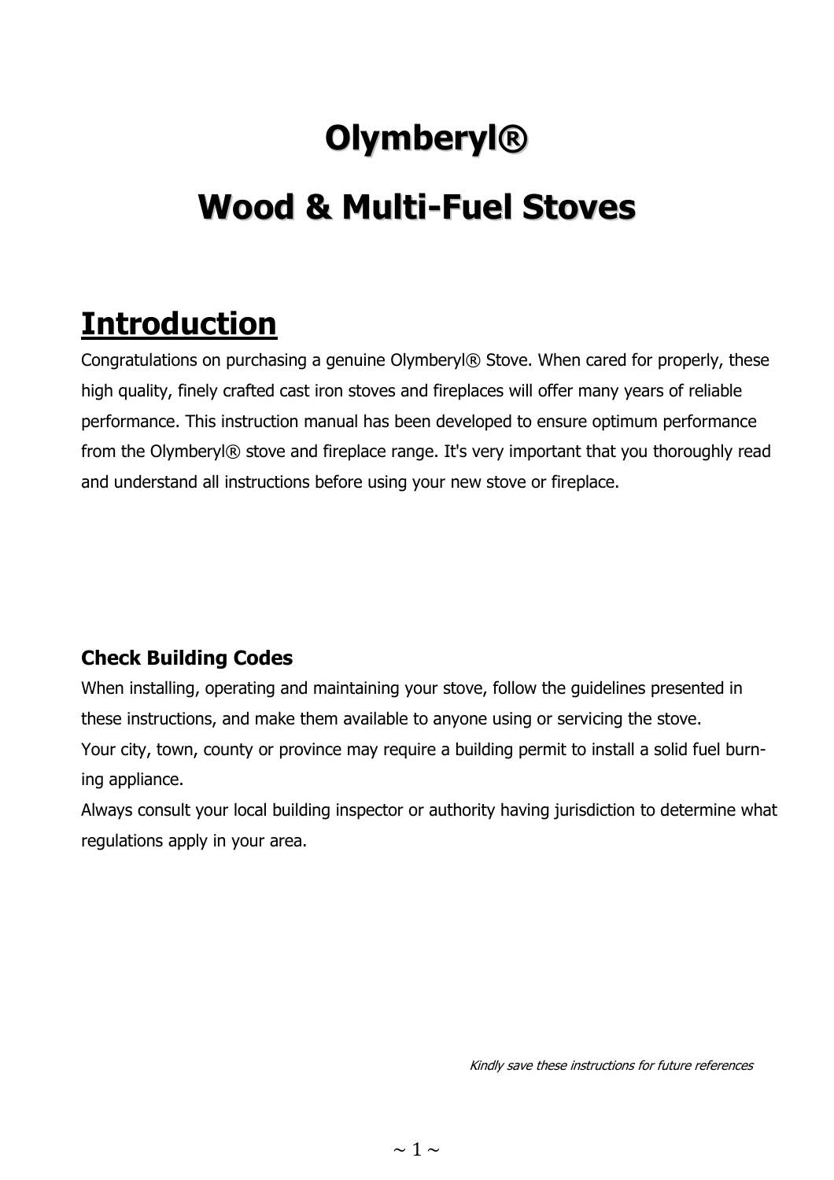# Olymberyl®

# Wood & Multi-Fuel Stoves

## Introduction

Congratulations on purchasing a genuine Olymberyl® Stove. When cared for properly, these high quality, finely crafted cast iron stoves and fireplaces will offer many years of reliable performance. This instruction manual has been developed to ensure optimum performance from the Olymberyl® stove and fireplace range. It's very important that you thoroughly read and understand all instructions before using your new stove or fireplace.

### Check Building Codes

When installing, operating and maintaining your stove, follow the guidelines presented in these instructions, and make them available to anyone using or servicing the stove.

Your city, town, county or province may require a building permit to install a solid fuel burning appliance.

Always consult your local building inspector or authority having jurisdiction to determine what regulations apply in your area.

*Kindly save these instructions for future references*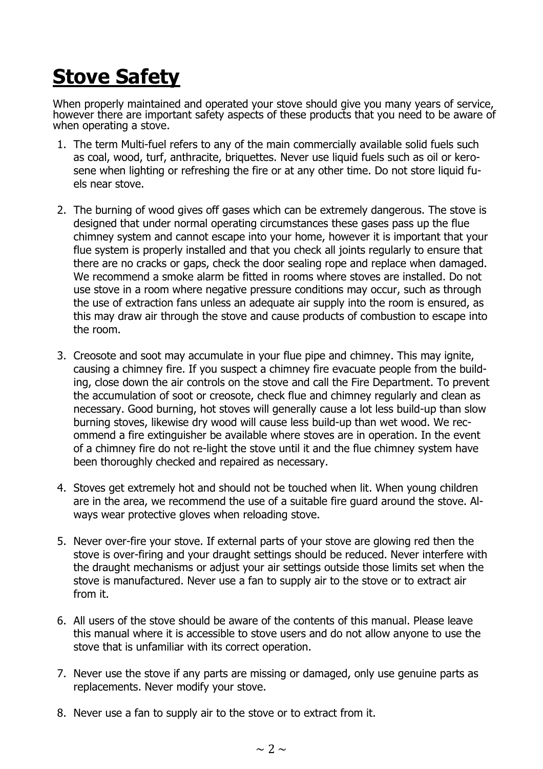# Stove Safety

When properly maintained and operated your stove should give you many years of service, however there are important safety aspects of these products that you need to be aware of when operating a stove.

1. The term Multi-fuel refers to any of the main commercially available solid fuels such as coal, wood, turf, anthracite, briquettes. Never use liquid fuels such as oil or kerosene when lighting or refreshing the fire or at any other time. Do not store liquid fuels near stove.

2. The burning of wood gives off gases which can be extremely dangerous. The stove is designed that under normal operating circumstances these gases pass up the flue chimney system and cannot escape into your home, however it is important that your flue system is properly installed and that you check all joints regularly to ensure that there are no cracks or gaps, check the door sealing rope and replace when damaged. We recommend a smoke alarm be fitted in rooms where stoves are installed. Do not use stove in a room where negative pressure conditions may occur, such as through the use of extraction fans unless an adequate air supply into the room is ensured, as this may draw air through the stove and cause products of combustion to escape into the room.

3. Creosote and soot may accumulate in your flue pipe and chimney. This may ignite, causing a chimney fire. If you suspect a chimney fire evacuate people from the building, close down the air controls on the stove and call the Fire Department. To prevent the accumulation of soot or creosote, check flue and chimney regularly and clean as necessary. Good burning, hot stoves will generally cause a lot less build-up than slow burning stoves, likewise dry wood will cause less build-up than wet wood. We recommend a fire extinguisher be available where stoves are in operation. In the event of a chimney fire do not re-light the stove until it and the flue chimney system have been thoroughly checked and repaired as necessary.

4. Stoves get extremely hot and should not be touched when lit. When young children are in the area, we recommend the use of a suitable fire guard around the stove. Always wear protective gloves when reloading stove.

5. Never over-fire your stove. If external parts of your stove are glowing red then the stove is over-firing and your draught settings should be reduced. Never interfere with the draught mechanisms or adjust your air settings outside those limits set when the stove is manufactured. Never use a fan to supply air to the stove or to extract air from it.

6. All users of the stove should be aware of the contents of this manual. Please leave this manual where it is accessible to stove users and do not allow anyone to use the stove that is unfamiliar with its correct operation.

7. Never use the stove if any parts are missing or damaged, only use genuine parts as replacements. Never modify your stove.

8. Never use a fan to supply air to the stove or to extract from it.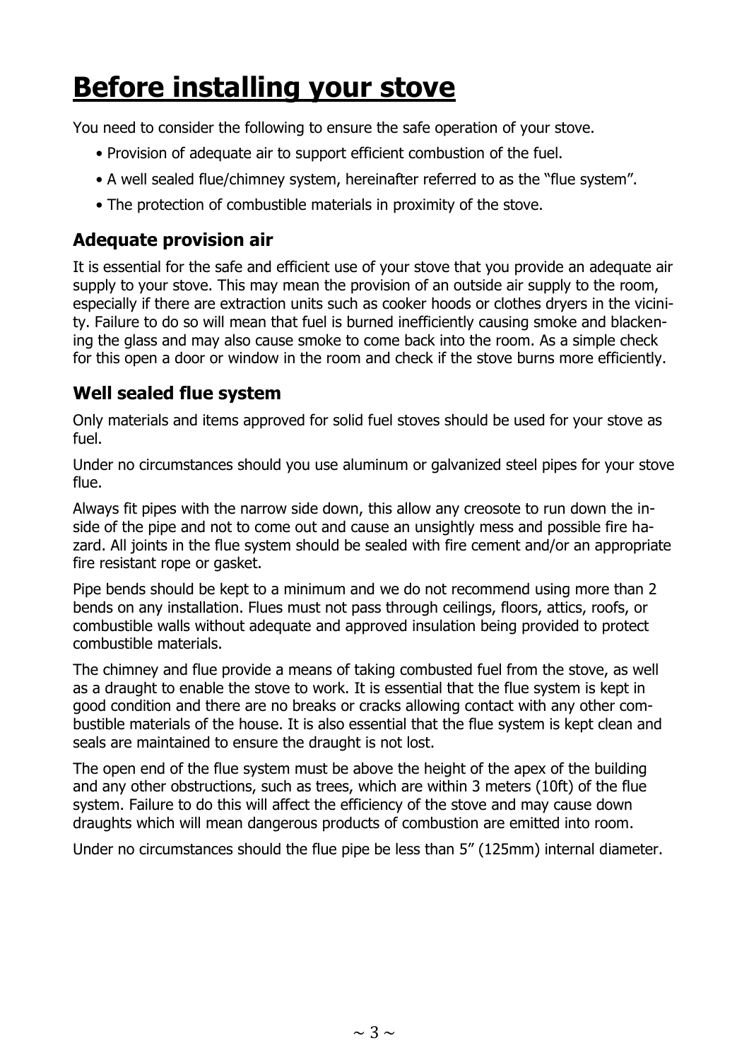# Before installing your stove

You need to consider the following to ensure the safe operation of your stove.

- Provision of adequate air to support efficient combustion of the fuel.
- A well sealed flue/chimney system, hereinafter referred to as the "flue system".
- The protection of combustible materials in proximity of the stove.

## Adequate provision air

It is essential for the safe and efficient use of your stove that you provide an adequate air supply to your stove. This may mean the provision of an outside air supply to the room, especially if there are extraction units such as cooker hoods or clothes dryers in the vicinity. Failure to do so will mean that fuel is burned inefficiently causing smoke and blackening the glass and may also cause smoke to come back into the room. As a simple check for this open a door or window in the room and check if the stove burns more efficiently.

## Well sealed flue system

Only materials and items approved for solid fuel stoves should be used for your stove as fuel.

Under no circumstances should you use aluminum or galvanized steel pipes for your stove flue.

Always fit pipes with the narrow side down, this allow any creosote to run down the inside of the pipe and not to come out and cause an unsightly mess and possible fire hazard. All joints in the flue system should be sealed with fire cement and/or an appropriate fire resistant rope or gasket.

Pipe bends should be kept to a minimum and we do not recommend using more than 2 bends on any installation. Flues must not pass through ceilings, floors, attics, roofs, or combustible walls without adequate and approved insulation being provided to protect combustible materials.

The chimney and flue provide a means of taking combusted fuel from the stove, as well as a draught to enable the stove to work. It is essential that the flue system is kept in good condition and there are no breaks or cracks allowing contact with any other combustible materials of the house. It is also essential that the flue system is kept clean and seals are maintained to ensure the draught is not lost.

The open end of the flue system must be above the height of the apex of the building and any other obstructions, such as trees, which are within 3 meters (10ft) of the flue system. Failure to do this will affect the efficiency of the stove and may cause down draughts which will mean dangerous products of combustion are emitted into room.

Under no circumstances should the flue pipe be less than 5" (125mm) internal diameter.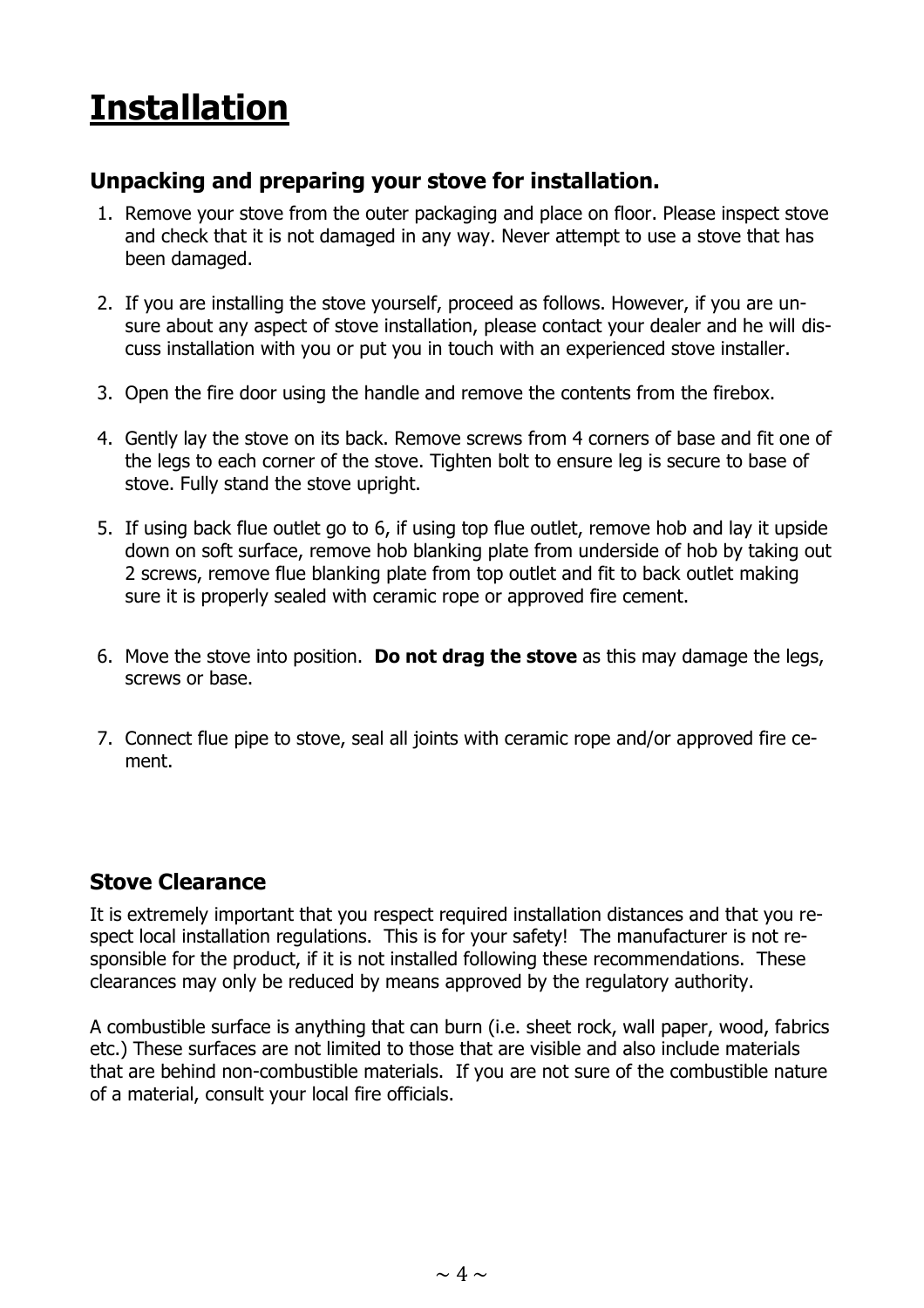# Installation

## Unpacking and preparing your stove for installation.

1. Remove your stove from the outer packaging and place on floor. Please inspect stove and check that it is not damaged in any way. Never attempt to use a stove that has been damaged.

2. If you are installing the stove yourself, proceed as follows. However, if you are unsure about any aspect of stove installation, please contact your dealer and he will discuss installation with you or put you in touch with an experienced stove installer.

3. Open the fire door using the handle and remove the contents from the firebox.

4. Gently lay the stove on its back. Remove screws from 4 corners of base and fit one of the legs to each corner of the stove. Tighten bolt to ensure leg is secure to base of stove. Fully stand the stove upright.

5. If using back flue outlet go to 6, if using top flue outlet, remove hob and lay it upside down on soft surface, remove hob blanking plate from underside of hob by taking out 2 screws, remove flue blanking plate from top outlet and fit to back outlet making sure it is properly sealed with ceramic rope or approved fire cement.

6. Move the stove into position. **Do not drag the stove** as this may damage the legs, screws or base.

7. Connect flue pipe to stove, seal all joints with ceramic rope and/or approved fire cement.

## Stove Clearance

It is extremely important that you respect required installation distances and that you respect local installation regulations. This is for your safety! The manufacturer is not responsible for the product, if it is not installed following these recommendations. These clearances may only be reduced by means approved by the regulatory authority.

A combustible surface is anything that can burn (i.e. sheet rock, wall paper, wood, fabrics etc.) These surfaces are not limited to those that are visible and also include materials that are behind non-combustible materials. If you are not sure of the combustible nature of a material, consult your local fire officials.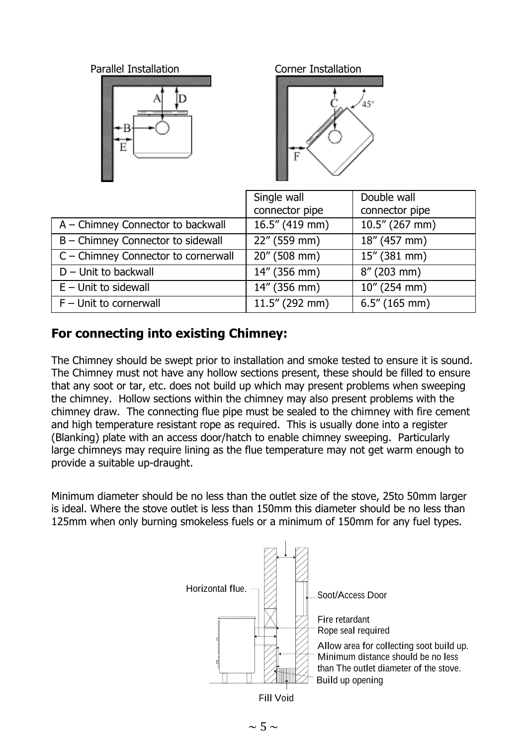Parallel Installation

Corner Installation

| | Single wall connector pipe | Double wall connector pipe |
|---|---|---|
| A – Chimney Connector to backwall | 16.5″ (419 mm) | 10.5″ (267 mm) |
| B – Chimney Connector to sidewall | 22″ (559 mm) | 18″ (457 mm) |
| C – Chimney Connector to cornerwall | 20″ (508 mm) | 15″ (381 mm) |
| D – Unit to backwall | 14″ (356 mm) | 8″ (203 mm) |
| E – Unit to sidewall | 14″ (356 mm) | 10″ (254 mm) |
| F – Unit to cornerwall | 11.5″ (292 mm) | 6.5″ (165 mm) |

## For connecting into existing Chimney:

The Chimney should be swept prior to installation and smoke tested to ensure it is sound. The Chimney must not have any hollow sections present, these should be filled to ensure that any soot or tar, etc. does not build up which may present problems when sweeping the chimney. Hollow sections within the chimney may also present problems with the chimney draw. The connecting flue pipe must be sealed to the chimney with fire cement and high temperature resistant rope as required. This is usually done into a register (Blanking) plate with an access door/hatch to enable chimney sweeping. Particularly large chimneys may require lining as the flue temperature may not get warm enough to provide a suitable up-draught.

Minimum diameter should be no less than the outlet size of the stove, 25to 50mm larger is ideal. Where the stove outlet is less than 150mm this diameter should be no less than 125mm when only burning smokeless fuels or a minimum of 150mm for any fuel types.

Horizontal flue.

Soot/Access Door

Fire retardant Rope seal required

Allow area for collecting soot build up. Minimum distance should be no less than The outlet diameter of the stove.

Build up opening

Fill Void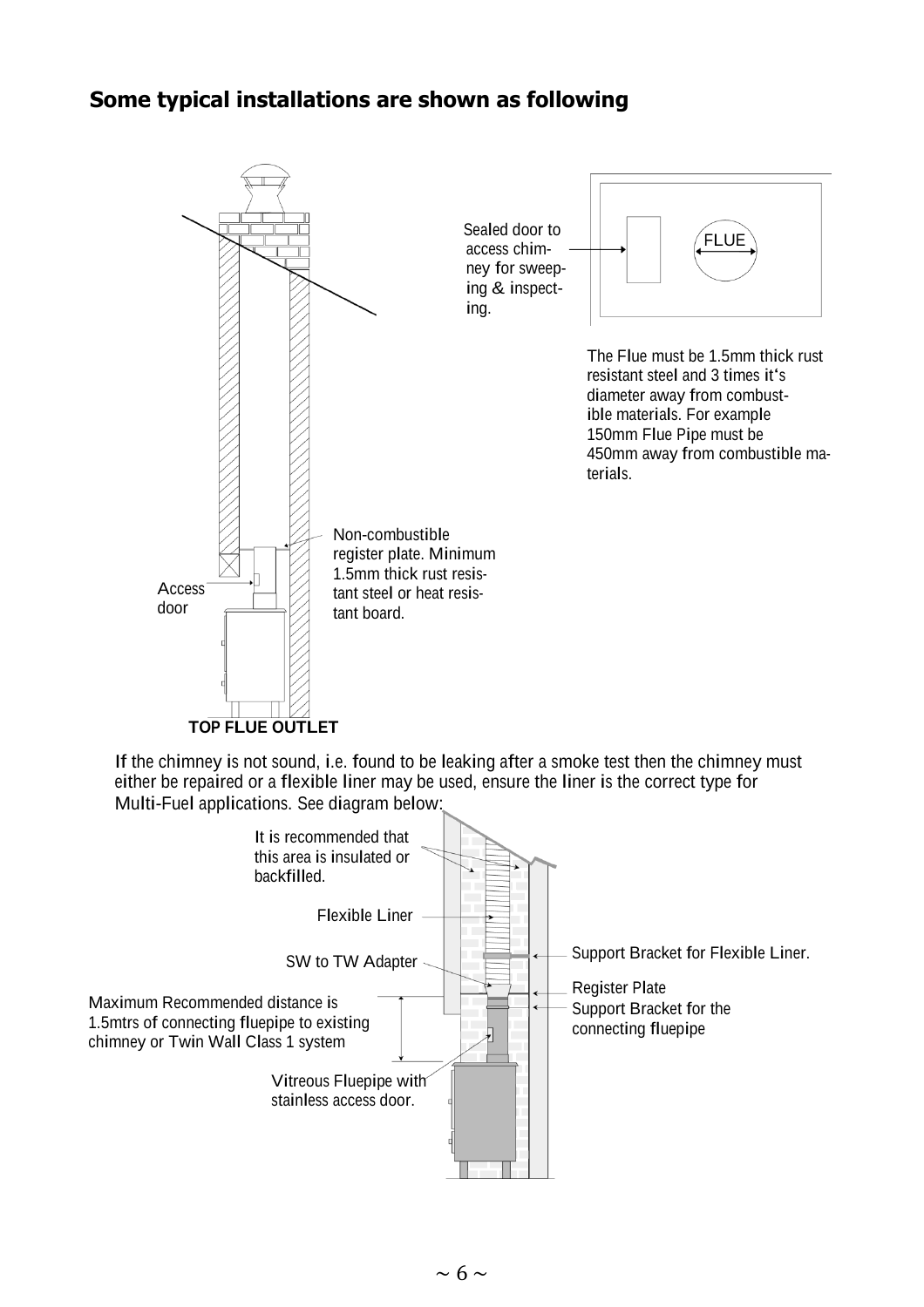## Some typical installations are shown as following

Sealed door to access chimney for sweeping & inspecting.

FLUE

The Flue must be 1.5mm thick rust resistant steel and 3 times it's diameter away from combustible materials. For example 150mm Flue Pipe must be 450mm away from combustible materials.

Non-combustible register plate. Minimum 1.5mm thick rust resistant steel or heat resistant board.

Access door

**TOP FLUE OUTLET**

If the chimney is not sound, i.e. found to be leaking after a smoke test then the chimney must either be repaired or a flexible liner may be used, ensure the liner is the correct type for Multi-Fuel applications. See diagram below:

It is recommended that this area is insulated or backfilled.

Flexible Liner

SW to TW Adapter

Support Bracket for Flexible Liner.

Register Plate

Support Bracket for the connecting fluepipe

Maximum Recommended distance is 1.5mtrs of connecting fluepipe to existing chimney or Twin Wall Class 1 system

Vitreous Fluepipe with stainless access door.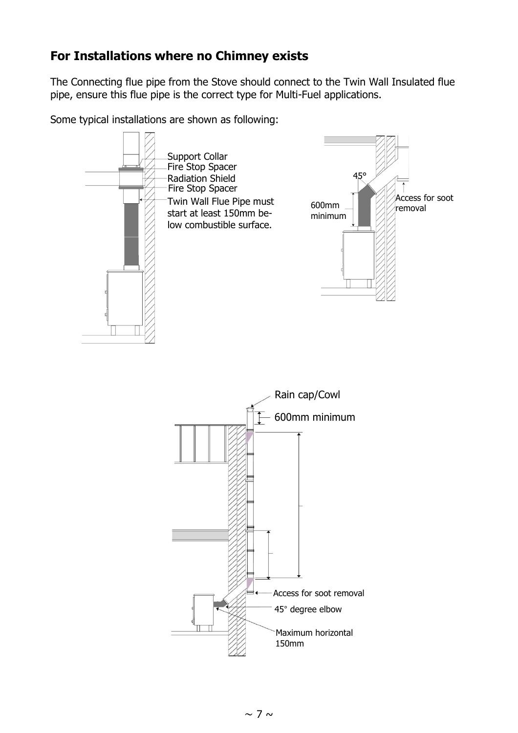## For Installations where no Chimney exists

The Connecting flue pipe from the Stove should connect to the Twin Wall Insulated flue pipe, ensure this flue pipe is the correct type for Multi-Fuel applications.

Some typical installations are shown as following:

Support Collar
Fire Stop Spacer
Radiation Shield
Fire Stop Spacer
Twin Wall Flue Pipe must start at least 150mm below combustible surface.

45°
600mm minimum
Access for soot removal

Rain cap/Cowl
600mm minimum
Access for soot removal
45° degree elbow
Maximum horizontal 150mm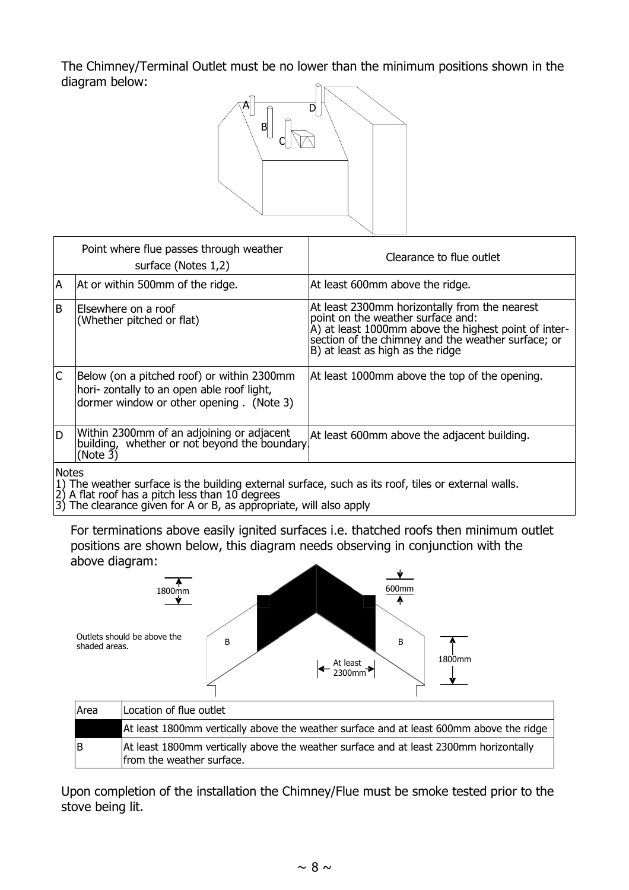The Chimney/Terminal Outlet must be no lower than the minimum positions shown in the diagram below:

| | Point where flue passes through weather surface (Notes 1,2) | Clearance to flue outlet |
|---|---|---|
| A | At or within 500mm of the ridge. | At least 600mm above the ridge. |
| B | Elsewhere on a roof (Whether pitched or flat) | At least 2300mm horizontally from the nearest point on the weather surface and: A) at least 1000mm above the highest point of intersection of the chimney and the weather surface; or B) at least as high as the ridge |
| C | Below (on a pitched roof) or within 2300mm hori- zontally to an open able roof light, dormer window or other opening . (Note 3) | At least 1000mm above the top of the opening. |
| D | Within 2300mm of an adjoining or adjacent building, whether or not beyond the boundary. (Note 3) | At least 600mm above the adjacent building. |

Notes
1) The weather surface is the building external surface, such as its roof, tiles or external walls.
2) A flat roof has a pitch less than 10 degrees
3) The clearance given for A or B, as appropriate, will also apply

For terminations above easily ignited surfaces i.e. thatched roofs then minimum outlet positions are shown below, this diagram needs observing in conjunction with the above diagram:

1800mm

600mm

Outlets should be above the shaded areas.

B

B

At least 2300mm

1800mm

| Area | Location of flue outlet |
|---|---|
| | At least 1800mm vertically above the weather surface and at least 600mm above the ridge |
| B | At least 1800mm vertically above the weather surface and at least 2300mm horizontally from the weather surface. |

Upon completion of the installation the Chimney/Flue must be smoke tested prior to the stove being lit.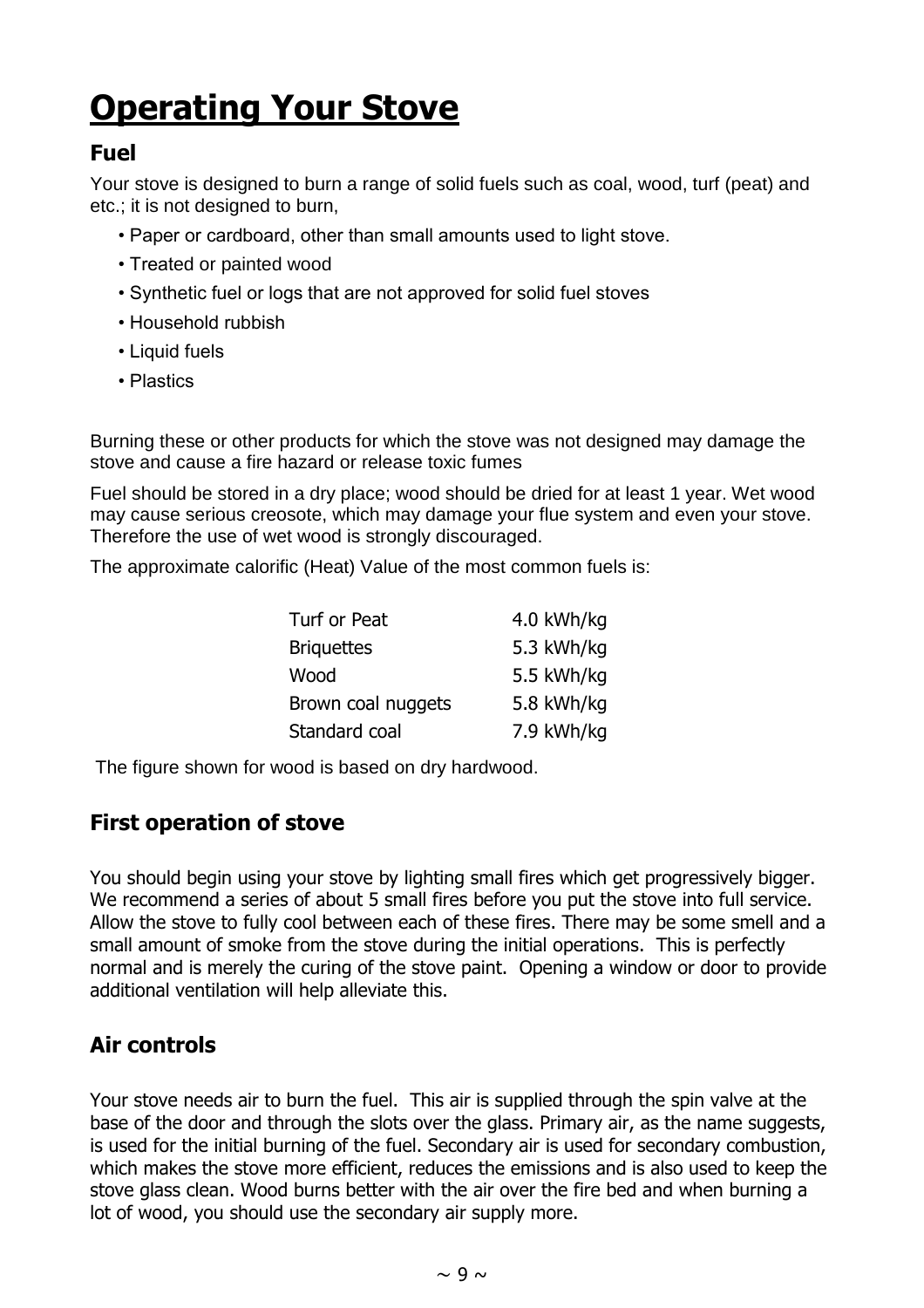# Operating Your Stove

## Fuel

Your stove is designed to burn a range of solid fuels such as coal, wood, turf (peat) and etc.; it is not designed to burn,

- Paper or cardboard, other than small amounts used to light stove.
- Treated or painted wood
- Synthetic fuel or logs that are not approved for solid fuel stoves
- Household rubbish
- Liquid fuels
- Plastics

Burning these or other products for which the stove was not designed may damage the stove and cause a fire hazard or release toxic fumes

Fuel should be stored in a dry place; wood should be dried for at least 1 year. Wet wood may cause serious creosote, which may damage your flue system and even your stove. Therefore the use of wet wood is strongly discouraged.

The approximate calorific (Heat) Value of the most common fuels is:

| Fuel | Value |
|---|---|
| Turf or Peat | 4.0 kWh/kg |
| Briquettes | 5.3 kWh/kg |
| Wood | 5.5 kWh/kg |
| Brown coal nuggets | 5.8 kWh/kg |
| Standard coal | 7.9 kWh/kg |

The figure shown for wood is based on dry hardwood.

## First operation of stove

You should begin using your stove by lighting small fires which get progressively bigger. We recommend a series of about 5 small fires before you put the stove into full service. Allow the stove to fully cool between each of these fires. There may be some smell and a small amount of smoke from the stove during the initial operations. This is perfectly normal and is merely the curing of the stove paint. Opening a window or door to provide additional ventilation will help alleviate this.

## Air controls

Your stove needs air to burn the fuel. This air is supplied through the spin valve at the base of the door and through the slots over the glass. Primary air, as the name suggests, is used for the initial burning of the fuel. Secondary air is used for secondary combustion, which makes the stove more efficient, reduces the emissions and is also used to keep the stove glass clean. Wood burns better with the air over the fire bed and when burning a lot of wood, you should use the secondary air supply more.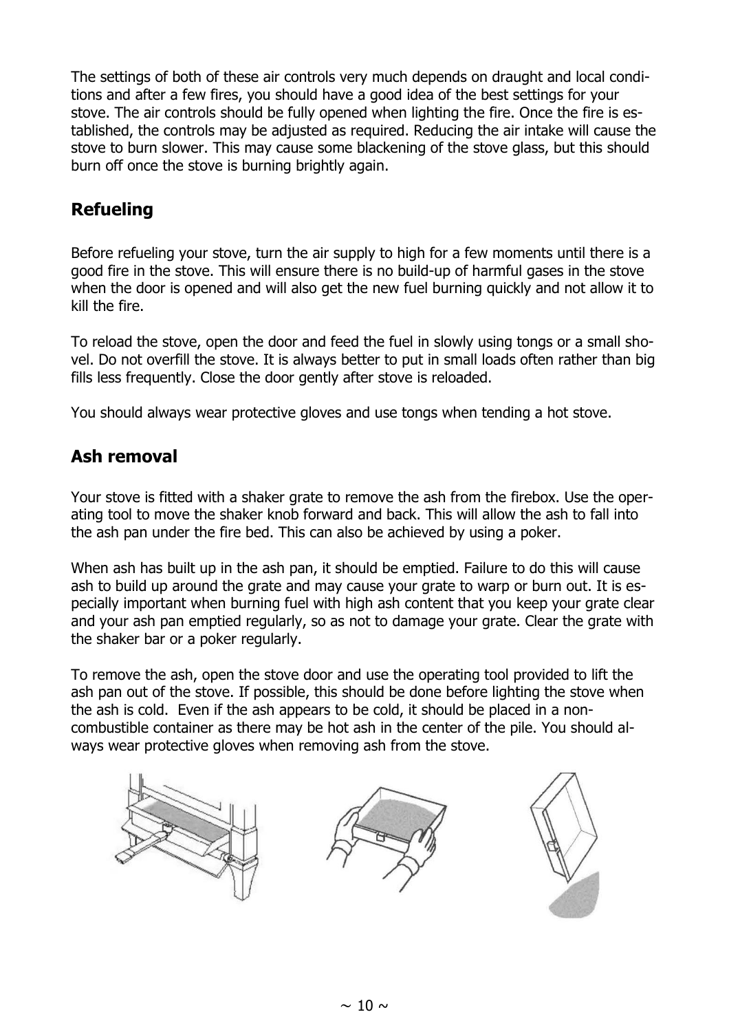The settings of both of these air controls very much depends on draught and local conditions and after a few fires, you should have a good idea of the best settings for your stove. The air controls should be fully opened when lighting the fire. Once the fire is established, the controls may be adjusted as required. Reducing the air intake will cause the stove to burn slower. This may cause some blackening of the stove glass, but this should burn off once the stove is burning brightly again.

## Refueling

Before refueling your stove, turn the air supply to high for a few moments until there is a good fire in the stove. This will ensure there is no build-up of harmful gases in the stove when the door is opened and will also get the new fuel burning quickly and not allow it to kill the fire.

To reload the stove, open the door and feed the fuel in slowly using tongs or a small shovel. Do not overfill the stove. It is always better to put in small loads often rather than big fills less frequently. Close the door gently after stove is reloaded.

You should always wear protective gloves and use tongs when tending a hot stove.

## Ash removal

Your stove is fitted with a shaker grate to remove the ash from the firebox. Use the operating tool to move the shaker knob forward and back. This will allow the ash to fall into the ash pan under the fire bed. This can also be achieved by using a poker.

When ash has built up in the ash pan, it should be emptied. Failure to do this will cause ash to build up around the grate and may cause your grate to warp or burn out. It is especially important when burning fuel with high ash content that you keep your grate clear and your ash pan emptied regularly, so as not to damage your grate. Clear the grate with the shaker bar or a poker regularly.

To remove the ash, open the stove door and use the operating tool provided to lift the ash pan out of the stove. If possible, this should be done before lighting the stove when the ash is cold. Even if the ash appears to be cold, it should be placed in a non-combustible container as there may be hot ash in the center of the pile. You should always wear protective gloves when removing ash from the stove.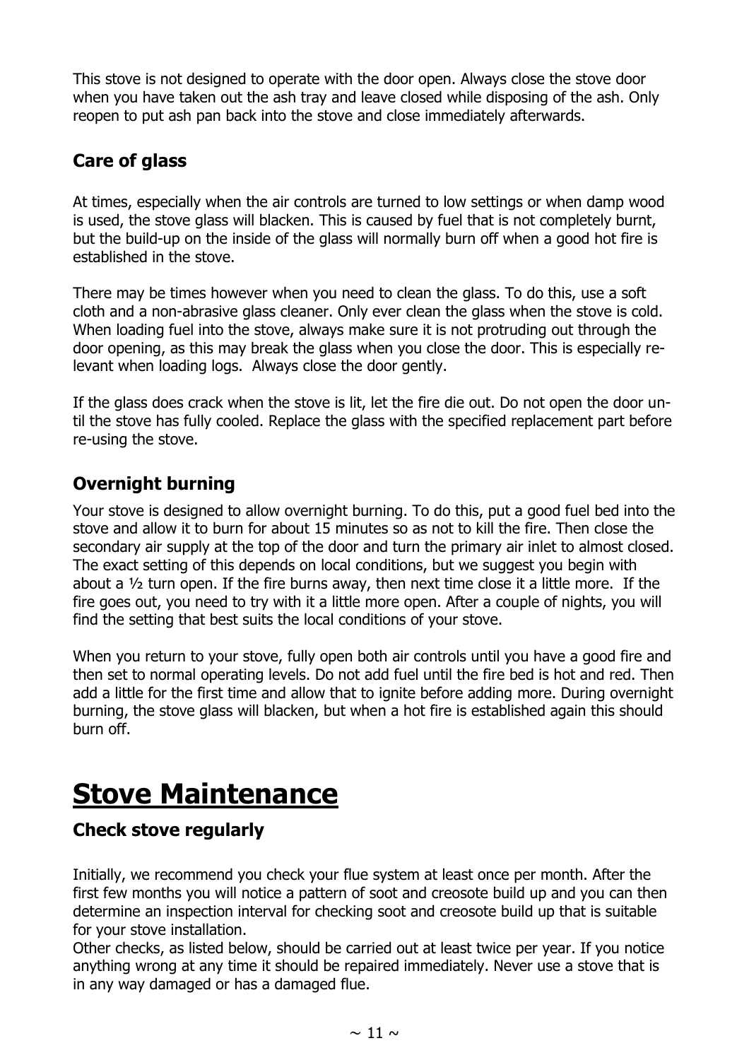This stove is not designed to operate with the door open. Always close the stove door when you have taken out the ash tray and leave closed while disposing of the ash. Only reopen to put ash pan back into the stove and close immediately afterwards.

### Care of glass

At times, especially when the air controls are turned to low settings or when damp wood is used, the stove glass will blacken. This is caused by fuel that is not completely burnt, but the build-up on the inside of the glass will normally burn off when a good hot fire is established in the stove.

There may be times however when you need to clean the glass. To do this, use a soft cloth and a non-abrasive glass cleaner. Only ever clean the glass when the stove is cold. When loading fuel into the stove, always make sure it is not protruding out through the door opening, as this may break the glass when you close the door. This is especially relevant when loading logs. Always close the door gently.

If the glass does crack when the stove is lit, let the fire die out. Do not open the door until the stove has fully cooled. Replace the glass with the specified replacement part before re-using the stove.

### Overnight burning

Your stove is designed to allow overnight burning. To do this, put a good fuel bed into the stove and allow it to burn for about 15 minutes so as not to kill the fire. Then close the secondary air supply at the top of the door and turn the primary air inlet to almost closed. The exact setting of this depends on local conditions, but we suggest you begin with about a ½ turn open. If the fire burns away, then next time close it a little more. If the fire goes out, you need to try with it a little more open. After a couple of nights, you will find the setting that best suits the local conditions of your stove.

When you return to your stove, fully open both air controls until you have a good fire and then set to normal operating levels. Do not add fuel until the fire bed is hot and red. Then add a little for the first time and allow that to ignite before adding more. During overnight burning, the stove glass will blacken, but when a hot fire is established again this should burn off.

# Stove Maintenance

### Check stove regularly

Initially, we recommend you check your flue system at least once per month. After the first few months you will notice a pattern of soot and creosote build up and you can then determine an inspection interval for checking soot and creosote build up that is suitable for your stove installation.
Other checks, as listed below, should be carried out at least twice per year. If you notice anything wrong at any time it should be repaired immediately. Never use a stove that is in any way damaged or has a damaged flue.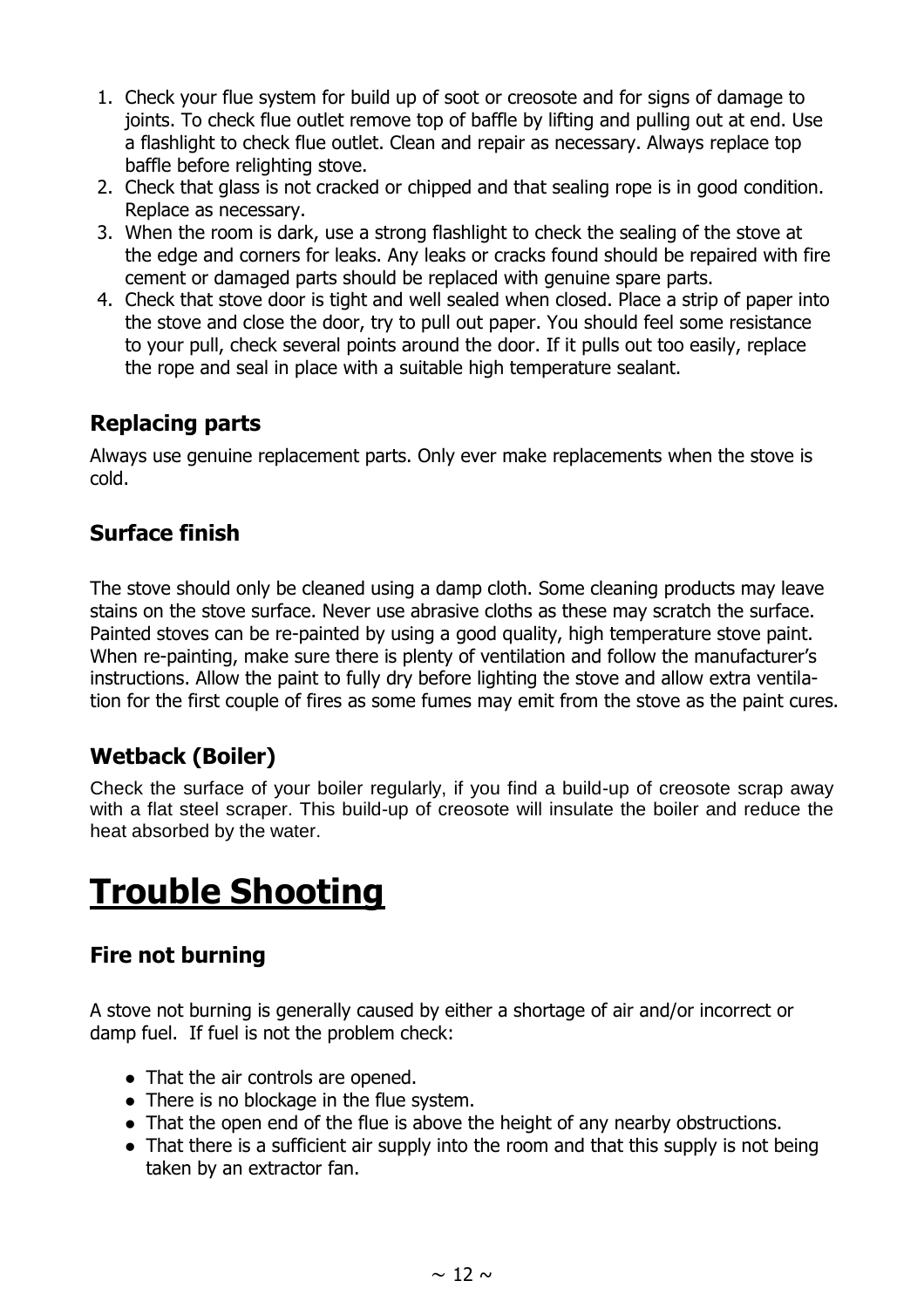1. Check your flue system for build up of soot or creosote and for signs of damage to joints. To check flue outlet remove top of baffle by lifting and pulling out at end. Use a flashlight to check flue outlet. Clean and repair as necessary. Always replace top baffle before relighting stove.
2. Check that glass is not cracked or chipped and that sealing rope is in good condition. Replace as necessary.
3. When the room is dark, use a strong flashlight to check the sealing of the stove at the edge and corners for leaks. Any leaks or cracks found should be repaired with fire cement or damaged parts should be replaced with genuine spare parts.
4. Check that stove door is tight and well sealed when closed. Place a strip of paper into the stove and close the door, try to pull out paper. You should feel some resistance to your pull, check several points around the door. If it pulls out too easily, replace the rope and seal in place with a suitable high temperature sealant.

## Replacing parts

Always use genuine replacement parts. Only ever make replacements when the stove is cold.

## Surface finish

The stove should only be cleaned using a damp cloth. Some cleaning products may leave stains on the stove surface. Never use abrasive cloths as these may scratch the surface. Painted stoves can be re-painted by using a good quality, high temperature stove paint. When re-painting, make sure there is plenty of ventilation and follow the manufacturer's instructions. Allow the paint to fully dry before lighting the stove and allow extra ventilation for the first couple of fires as some fumes may emit from the stove as the paint cures.

## Wetback (Boiler)

Check the surface of your boiler regularly, if you find a build-up of creosote scrap away with a flat steel scraper. This build-up of creosote will insulate the boiler and reduce the heat absorbed by the water.

# Trouble Shooting

## Fire not burning

A stove not burning is generally caused by either a shortage of air and/or incorrect or damp fuel. If fuel is not the problem check:

- That the air controls are opened.
- There is no blockage in the flue system.
- That the open end of the flue is above the height of any nearby obstructions.
- That there is a sufficient air supply into the room and that this supply is not being taken by an extractor fan.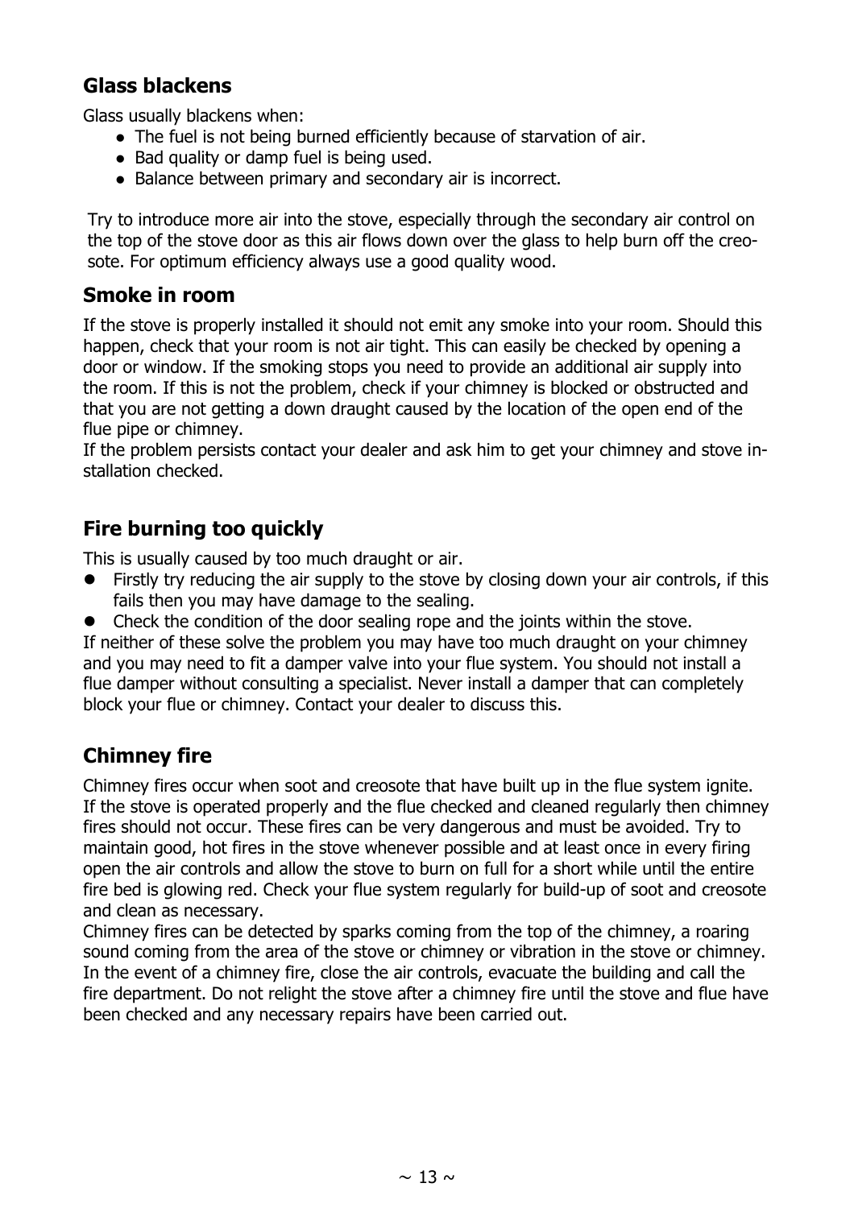## Glass blackens

Glass usually blackens when:

- The fuel is not being burned efficiently because of starvation of air.
- Bad quality or damp fuel is being used.
- Balance between primary and secondary air is incorrect.

Try to introduce more air into the stove, especially through the secondary air control on the top of the stove door as this air flows down over the glass to help burn off the creosote. For optimum efficiency always use a good quality wood.

## Smoke in room

If the stove is properly installed it should not emit any smoke into your room. Should this happen, check that your room is not air tight. This can easily be checked by opening a door or window. If the smoking stops you need to provide an additional air supply into the room. If this is not the problem, check if your chimney is blocked or obstructed and that you are not getting a down draught caused by the location of the open end of the flue pipe or chimney.
If the problem persists contact your dealer and ask him to get your chimney and stove installation checked.

## Fire burning too quickly

This is usually caused by too much draught or air.

- Firstly try reducing the air supply to the stove by closing down your air controls, if this fails then you may have damage to the sealing.
- Check the condition of the door sealing rope and the joints within the stove.

If neither of these solve the problem you may have too much draught on your chimney and you may need to fit a damper valve into your flue system. You should not install a flue damper without consulting a specialist. Never install a damper that can completely block your flue or chimney. Contact your dealer to discuss this.

## Chimney fire

Chimney fires occur when soot and creosote that have built up in the flue system ignite. If the stove is operated properly and the flue checked and cleaned regularly then chimney fires should not occur. These fires can be very dangerous and must be avoided. Try to maintain good, hot fires in the stove whenever possible and at least once in every firing open the air controls and allow the stove to burn on full for a short while until the entire fire bed is glowing red. Check your flue system regularly for build-up of soot and creosote and clean as necessary.
Chimney fires can be detected by sparks coming from the top of the chimney, a roaring sound coming from the area of the stove or chimney or vibration in the stove or chimney. In the event of a chimney fire, close the air controls, evacuate the building and call the fire department. Do not relight the stove after a chimney fire until the stove and flue have been checked and any necessary repairs have been carried out.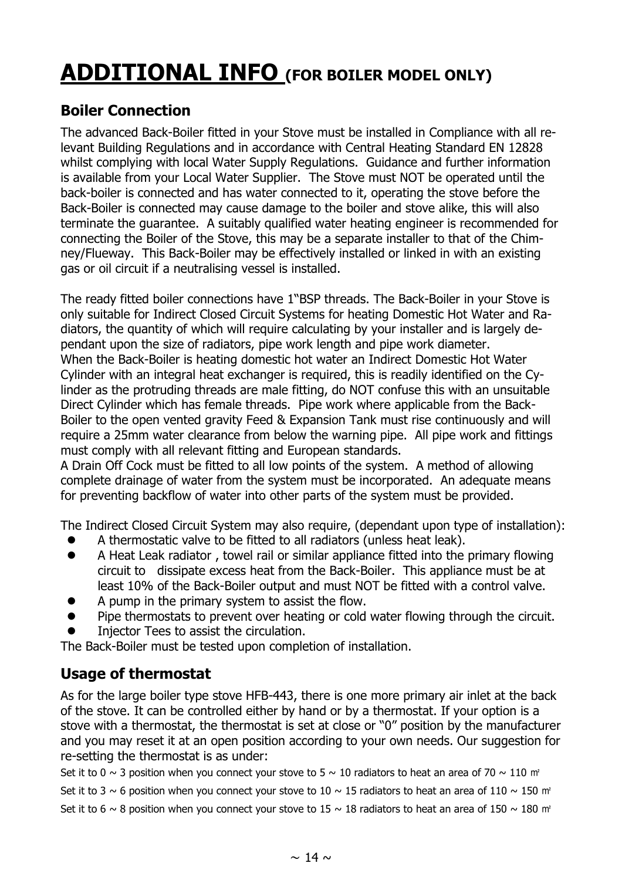# ADDITIONAL INFO (FOR BOILER MODEL ONLY)

## Boiler Connection

The advanced Back-Boiler fitted in your Stove must be installed in Compliance with all relevant Building Regulations and in accordance with Central Heating Standard EN 12828 whilst complying with local Water Supply Regulations. Guidance and further information is available from your Local Water Supplier. The Stove must NOT be operated until the back-boiler is connected and has water connected to it, operating the stove before the Back-Boiler is connected may cause damage to the boiler and stove alike, this will also terminate the guarantee. A suitably qualified water heating engineer is recommended for connecting the Boiler of the Stove, this may be a separate installer to that of the Chimney/Flueway. This Back-Boiler may be effectively installed or linked in with an existing gas or oil circuit if a neutralising vessel is installed.

The ready fitted boiler connections have 1"BSP threads. The Back-Boiler in your Stove is only suitable for Indirect Closed Circuit Systems for heating Domestic Hot Water and Radiators, the quantity of which will require calculating by your installer and is largely dependant upon the size of radiators, pipe work length and pipe work diameter.
When the Back-Boiler is heating domestic hot water an Indirect Domestic Hot Water Cylinder with an integral heat exchanger is required, this is readily identified on the Cylinder as the protruding threads are male fitting, do NOT confuse this with an unsuitable Direct Cylinder which has female threads. Pipe work where applicable from the Back-Boiler to the open vented gravity Feed & Expansion Tank must rise continuously and will require a 25mm water clearance from below the warning pipe. All pipe work and fittings must comply with all relevant fitting and European standards.
A Drain Off Cock must be fitted to all low points of the system. A method of allowing complete drainage of water from the system must be incorporated. An adequate means for preventing backflow of water into other parts of the system must be provided.

The Indirect Closed Circuit System may also require, (dependant upon type of installation):

- A thermostatic valve to be fitted to all radiators (unless heat leak).
- A Heat Leak radiator , towel rail or similar appliance fitted into the primary flowing circuit to dissipate excess heat from the Back-Boiler. This appliance must be at least 10% of the Back-Boiler output and must NOT be fitted with a control valve.
- A pump in the primary system to assist the flow.
- Pipe thermostats to prevent over heating or cold water flowing through the circuit.
- Injector Tees to assist the circulation.

The Back-Boiler must be tested upon completion of installation.

## Usage of thermostat

As for the large boiler type stove HFB-443, there is one more primary air inlet at the back of the stove. It can be controlled either by hand or by a thermostat. If your option is a stove with a thermostat, the thermostat is set at close or "0" position by the manufacturer and you may reset it at an open position according to your own needs. Our suggestion for re-setting the thermostat is as under:

Set it to 0 ~ 3 position when you connect your stove to 5 ~ 10 radiators to heat an area of 70 ~ 110 m²

Set it to 3 ~ 6 position when you connect your stove to 10 ~ 15 radiators to heat an area of 110 ~ 150 m²

Set it to 6 ~ 8 position when you connect your stove to 15 ~ 18 radiators to heat an area of 150 ~ 180 m²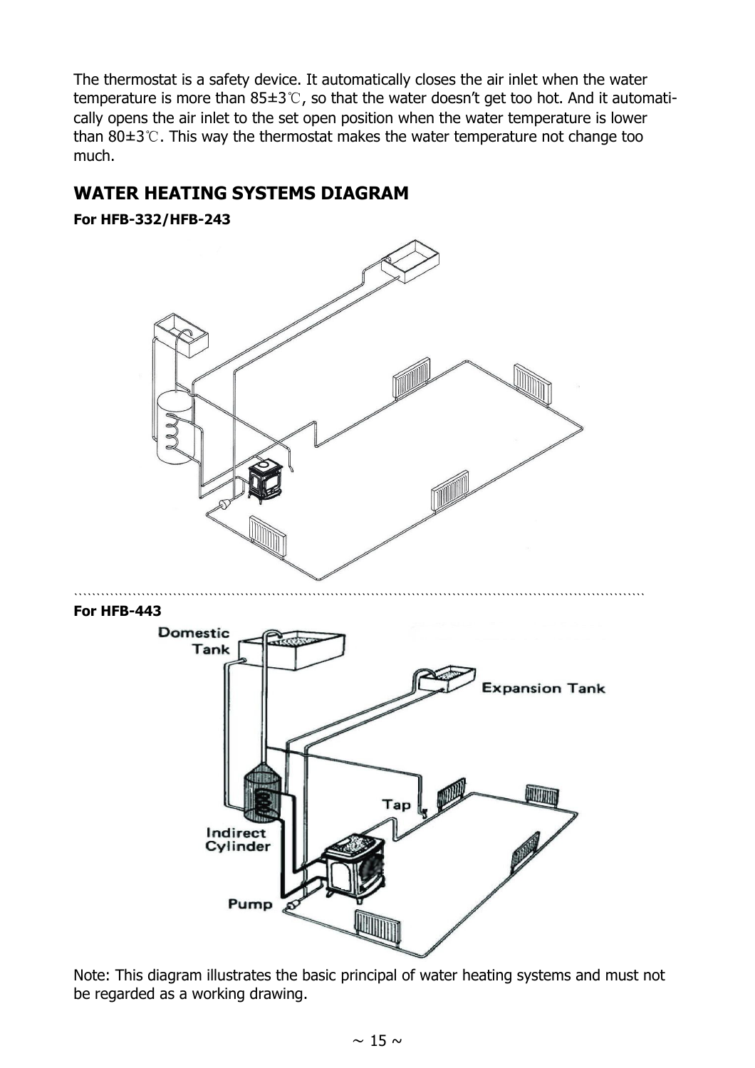The thermostat is a safety device. It automatically closes the air inlet when the water temperature is more than 85±3℃, so that the water doesn't get too hot. And it automatically opens the air inlet to the set open position when the water temperature is lower than 80±3℃. This way the thermostat makes the water temperature not change too much.

## WATER HEATING SYSTEMS DIAGRAM

**For HFB-332/HFB-243**

**For HFB-443**

Note: This diagram illustrates the basic principal of water heating systems and must not be regarded as a working drawing.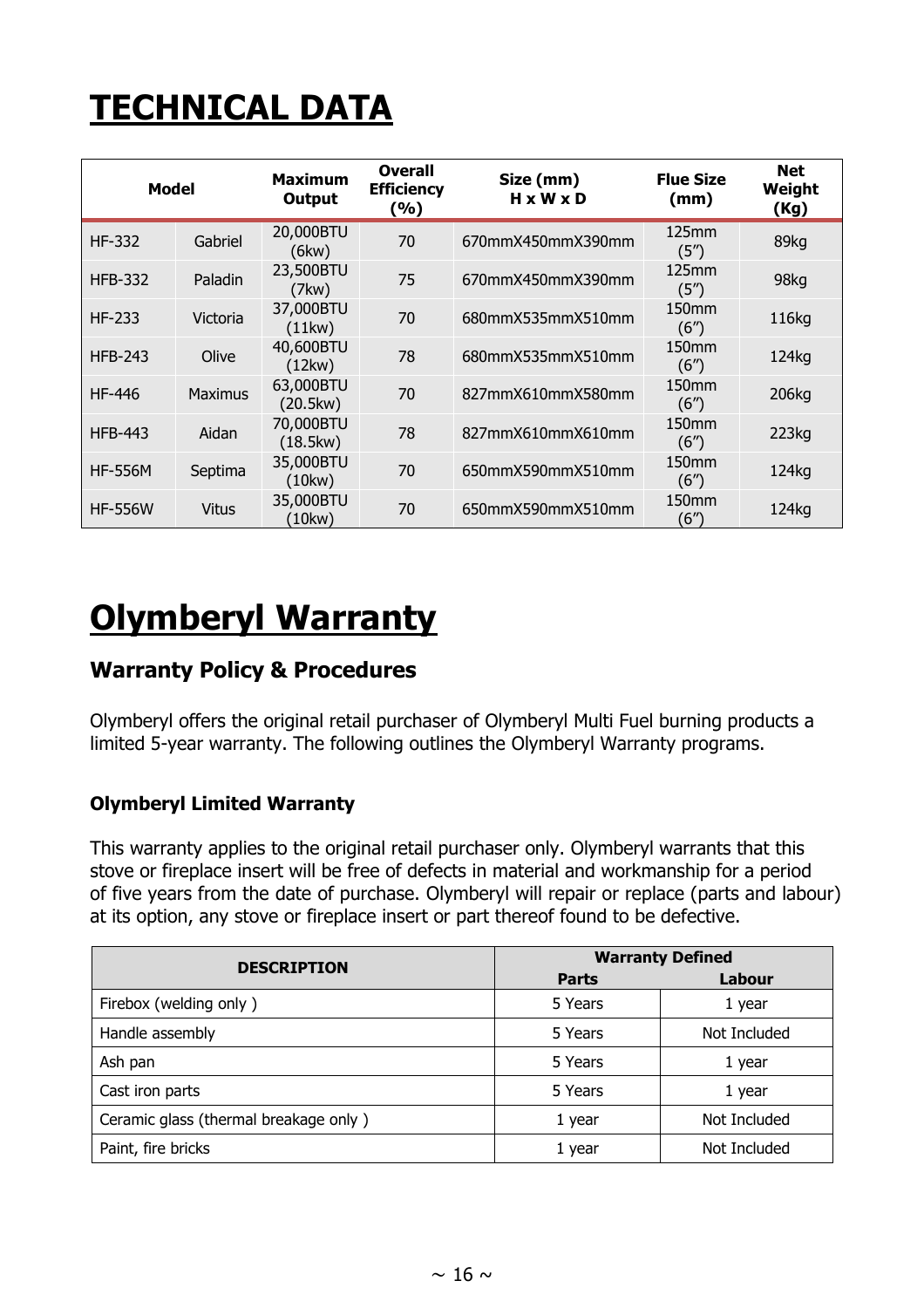# TECHNICAL DATA

| Model | | Maximum Output | Overall Efficiency (%) | Size (mm) H x W x D | Flue Size (mm) | Net Weight (Kg) |
|---|---|---|---|---|---|---|
| HF-332 | Gabriel | 20,000BTU (6kw) | 70 | 670mmX450mmX390mm | 125mm (5″) | 89kg |
| HFB-332 | Paladin | 23,500BTU (7kw) | 75 | 670mmX450mmX390mm | 125mm (5″) | 98kg |
| HF-233 | Victoria | 37,000BTU (11kw) | 70 | 680mmX535mmX510mm | 150mm (6″) | 116kg |
| HFB-243 | Olive | 40,600BTU (12kw) | 78 | 680mmX535mmX510mm | 150mm (6″) | 124kg |
| HF-446 | Maximus | 63,000BTU (20.5kw) | 70 | 827mmX610mmX580mm | 150mm (6″) | 206kg |
| HFB-443 | Aidan | 70,000BTU (18.5kw) | 78 | 827mmX610mmX610mm | 150mm (6″) | 223kg |
| HF-556M | Septima | 35,000BTU (10kw) | 70 | 650mmX590mmX510mm | 150mm (6″) | 124kg |
| HF-556W | Vitus | 35,000BTU (10kw) | 70 | 650mmX590mmX510mm | 150mm (6″) | 124kg |

# Olymberyl Warranty

## Warranty Policy & Procedures

Olymberyl offers the original retail purchaser of Olymberyl Multi Fuel burning products a limited 5-year warranty. The following outlines the Olymberyl Warranty programs.

### Olymberyl Limited Warranty

This warranty applies to the original retail purchaser only. Olymberyl warrants that this stove or fireplace insert will be free of defects in material and workmanship for a period of five years from the date of purchase. Olymberyl will repair or replace (parts and labour) at its option, any stove or fireplace insert or part thereof found to be defective.

| DESCRIPTION | Warranty Defined | |
|---|---|---|
| | Parts | Labour |
| Firebox (welding only ) | 5 Years | 1 year |
| Handle assembly | 5 Years | Not Included |
| Ash pan | 5 Years | 1 year |
| Cast iron parts | 5 Years | 1 year |
| Ceramic glass (thermal breakage only ) | 1 year | Not Included |
| Paint, fire bricks | 1 year | Not Included |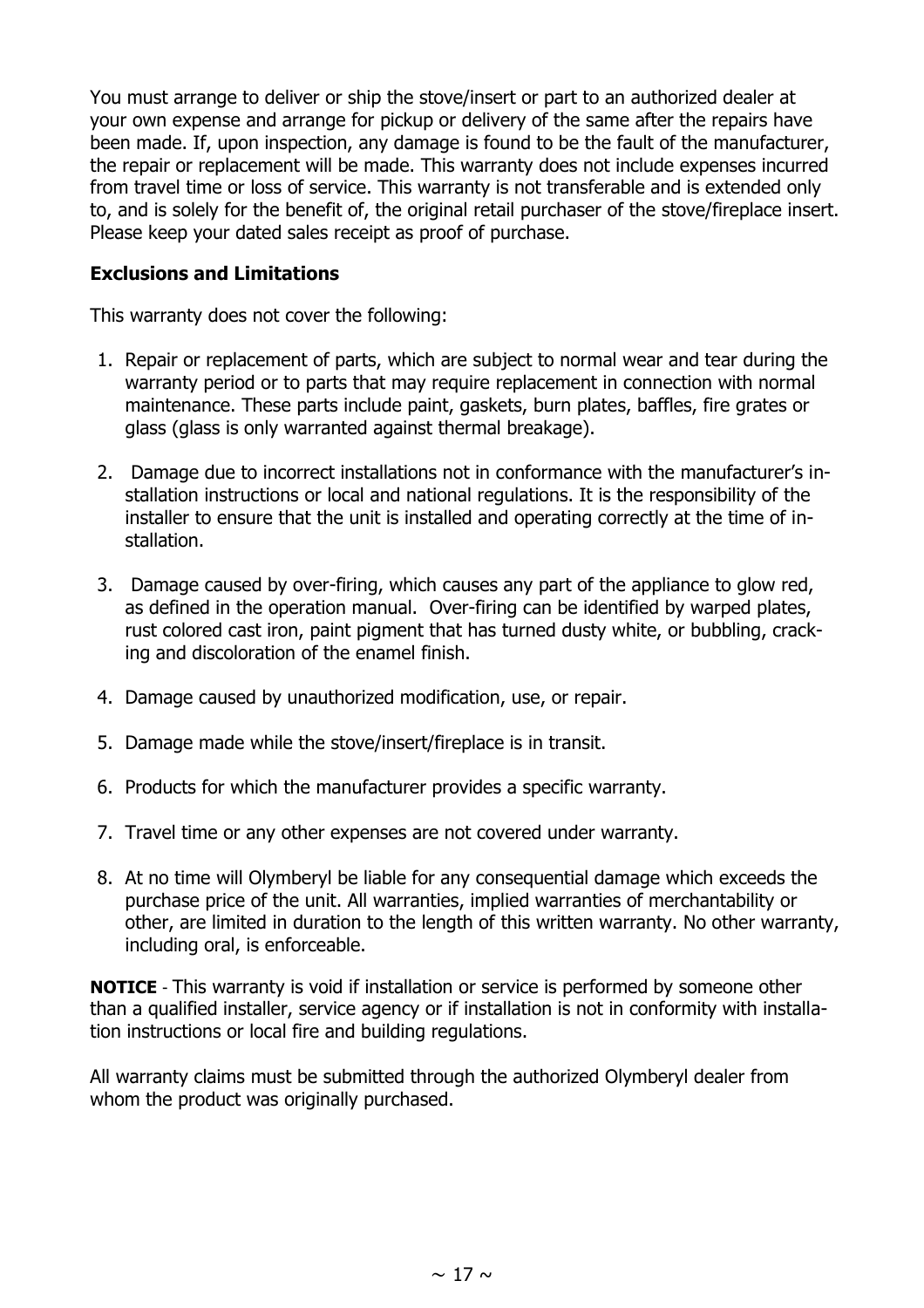You must arrange to deliver or ship the stove/insert or part to an authorized dealer at your own expense and arrange for pickup or delivery of the same after the repairs have been made. If, upon inspection, any damage is found to be the fault of the manufacturer, the repair or replacement will be made. This warranty does not include expenses incurred from travel time or loss of service. This warranty is not transferable and is extended only to, and is solely for the benefit of, the original retail purchaser of the stove/fireplace insert. Please keep your dated sales receipt as proof of purchase.

**Exclusions and Limitations**

This warranty does not cover the following:

1. Repair or replacement of parts, which are subject to normal wear and tear during the warranty period or to parts that may require replacement in connection with normal maintenance. These parts include paint, gaskets, burn plates, baffles, fire grates or glass (glass is only warranted against thermal breakage).

2. Damage due to incorrect installations not in conformance with the manufacturer's installation instructions or local and national regulations. It is the responsibility of the installer to ensure that the unit is installed and operating correctly at the time of installation.

3. Damage caused by over-firing, which causes any part of the appliance to glow red, as defined in the operation manual. Over-firing can be identified by warped plates, rust colored cast iron, paint pigment that has turned dusty white, or bubbling, cracking and discoloration of the enamel finish.

4. Damage caused by unauthorized modification, use, or repair.

5. Damage made while the stove/insert/fireplace is in transit.

6. Products for which the manufacturer provides a specific warranty.

7. Travel time or any other expenses are not covered under warranty.

8. At no time will Olymberyl be liable for any consequential damage which exceeds the purchase price of the unit. All warranties, implied warranties of merchantability or other, are limited in duration to the length of this written warranty. No other warranty, including oral, is enforceable.

**NOTICE** - This warranty is void if installation or service is performed by someone other than a qualified installer, service agency or if installation is not in conformity with installation instructions or local fire and building regulations.

All warranty claims must be submitted through the authorized Olymberyl dealer from whom the product was originally purchased.